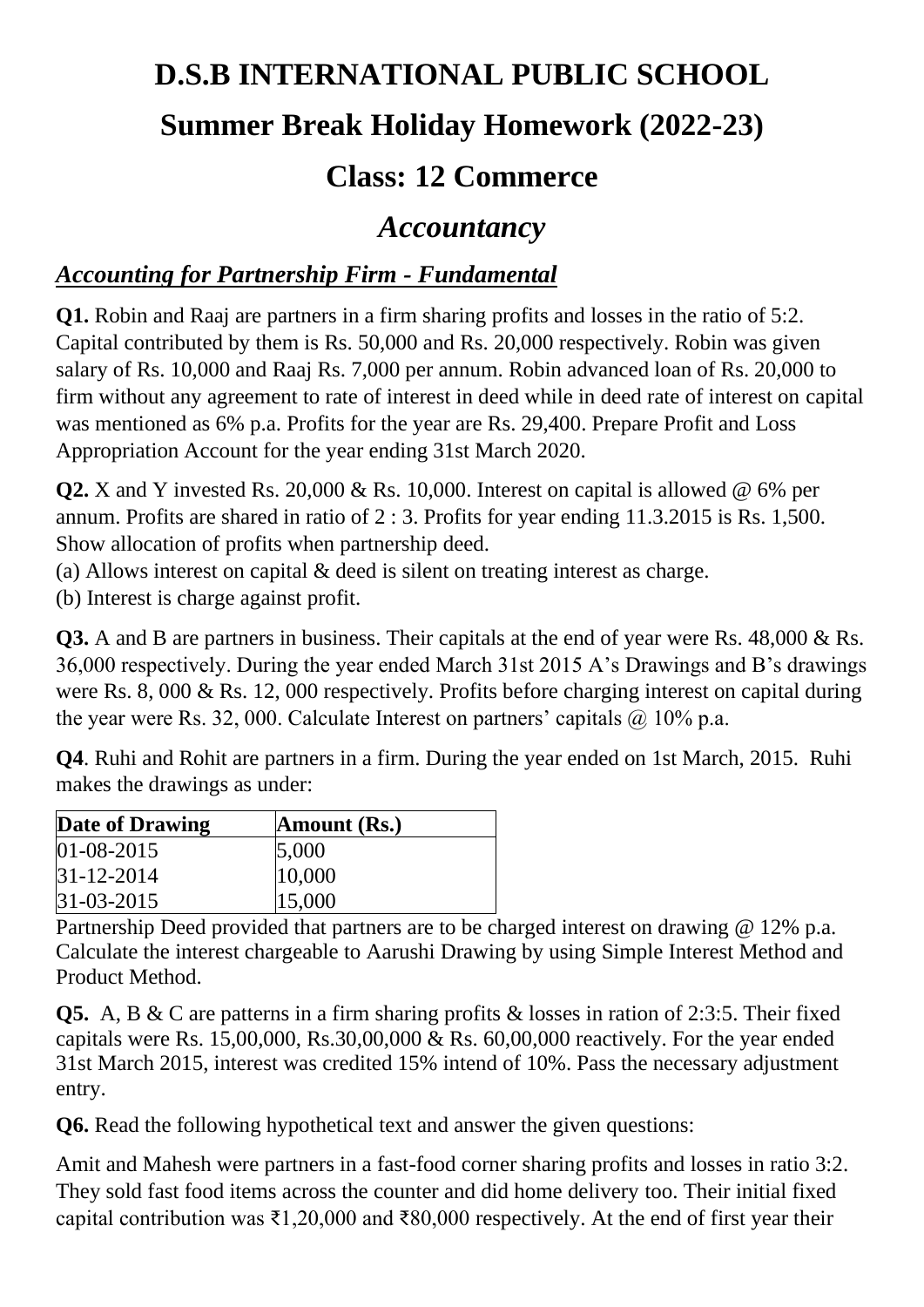# D.S.B INTERNATIONAL PUBLIC SCHOOL

# Summer Break Holiday Homework (2022-23)

# Class: 12 Commerce

## *Accountancy*

### ***Accounting for Partnership Firm - Fundamental***

**Q1.** Robin and Raaj are partners in a firm sharing profits and losses in the ratio of 5:2. Capital contributed by them is Rs. 50,000 and Rs. 20,000 respectively. Robin was given salary of Rs. 10,000 and Raaj Rs. 7,000 per annum. Robin advanced loan of Rs. 20,000 to firm without any agreement to rate of interest in deed while in deed rate of interest on capital was mentioned as 6% p.a. Profits for the year are Rs. 29,400. Prepare Profit and Loss Appropriation Account for the year ending 31st March 2020.

**Q2.** X and Y invested Rs. 20,000 & Rs. 10,000. Interest on capital is allowed @ 6% per annum. Profits are shared in ratio of 2 : 3. Profits for year ending 11.3.2015 is Rs. 1,500. Show allocation of profits when partnership deed.

(a) Allows interest on capital & deed is silent on treating interest as charge.

(b) Interest is charge against profit.

**Q3.** A and B are partners in business. Their capitals at the end of year were Rs. 48,000 & Rs. 36,000 respectively. During the year ended March 31st 2015 A's Drawings and B's drawings were Rs. 8, 000 & Rs. 12, 000 respectively. Profits before charging interest on capital during the year were Rs. 32, 000. Calculate Interest on partners' capitals @ 10% p.a.

**Q4**. Ruhi and Rohit are partners in a firm. During the year ended on 1st March, 2015. Ruhi makes the drawings as under:

| Date of Drawing | Amount (Rs.) |
|---|---|
| 01-08-2015 | 5,000 |
| 31-12-2014 | 10,000 |
| 31-03-2015 | 15,000 |

Partnership Deed provided that partners are to be charged interest on drawing @ 12% p.a. Calculate the interest chargeable to Aarushi Drawing by using Simple Interest Method and Product Method.

**Q5.** A, B & C are patterns in a firm sharing profits & losses in ration of 2:3:5. Their fixed capitals were Rs. 15,00,000, Rs.30,00,000 & Rs. 60,00,000 reactively. For the year ended 31st March 2015, interest was credited 15% intend of 10%. Pass the necessary adjustment entry.

**Q6.** Read the following hypothetical text and answer the given questions:

Amit and Mahesh were partners in a fast-food corner sharing profits and losses in ratio 3:2. They sold fast food items across the counter and did home delivery too. Their initial fixed capital contribution was ₹1,20,000 and ₹80,000 respectively. At the end of first year their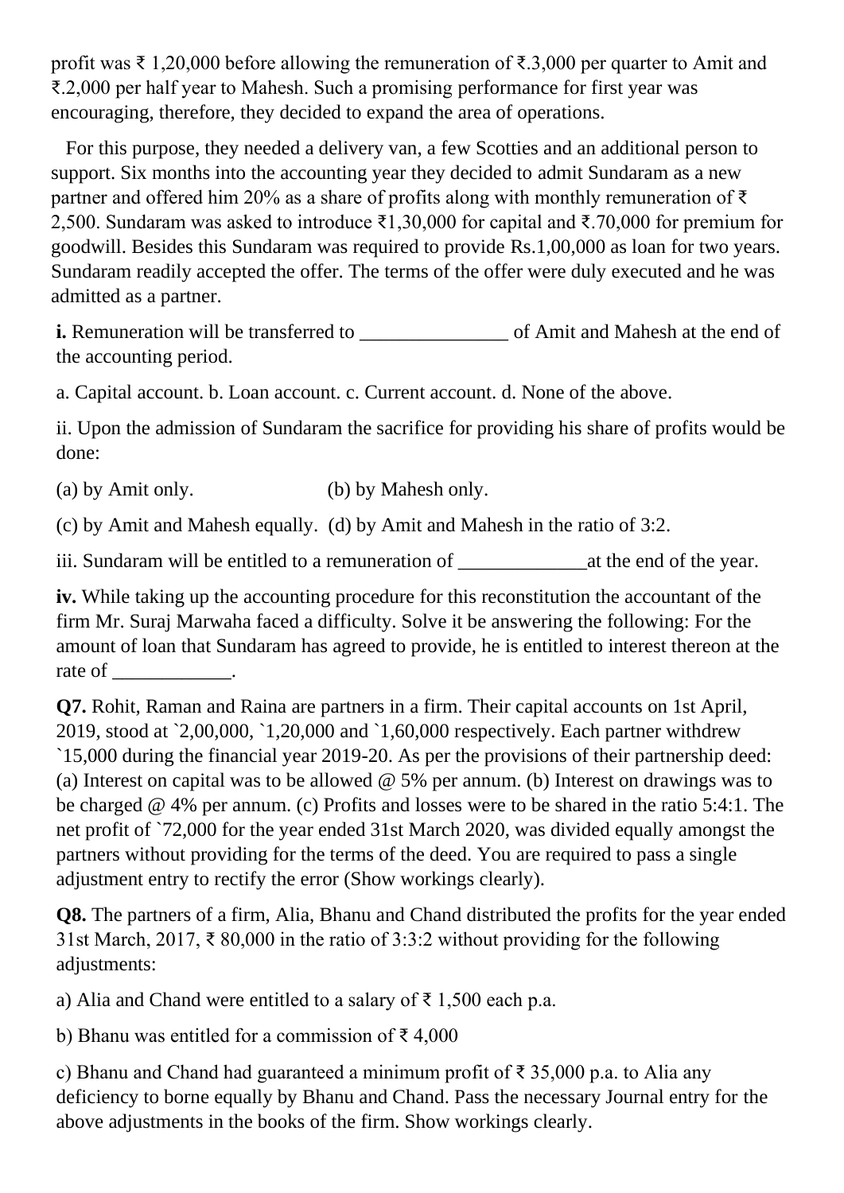profit was ₹ 1,20,000 before allowing the remuneration of ₹.3,000 per quarter to Amit and ₹.2,000 per half year to Mahesh. Such a promising performance for first year was encouraging, therefore, they decided to expand the area of operations.

For this purpose, they needed a delivery van, a few Scotties and an additional person to support. Six months into the accounting year they decided to admit Sundaram as a new partner and offered him 20% as a share of profits along with monthly remuneration of ₹ 2,500. Sundaram was asked to introduce ₹1,30,000 for capital and ₹.70,000 for premium for goodwill. Besides this Sundaram was required to provide Rs.1,00,000 as loan for two years. Sundaram readily accepted the offer. The terms of the offer were duly executed and he was admitted as a partner.

**i.** Remuneration will be transferred to _______________ of Amit and Mahesh at the end of the accounting period.

a. Capital account. b. Loan account. c. Current account. d. None of the above.

ii. Upon the admission of Sundaram the sacrifice for providing his share of profits would be done:

(a) by Amit only. (b) by Mahesh only.

(c) by Amit and Mahesh equally. (d) by Amit and Mahesh in the ratio of 3:2.

iii. Sundaram will be entitled to a remuneration of _____________at the end of the year.

**iv.** While taking up the accounting procedure for this reconstitution the accountant of the firm Mr. Suraj Marwaha faced a difficulty. Solve it be answering the following: For the amount of loan that Sundaram has agreed to provide, he is entitled to interest thereon at the rate of ____________.

**Q7.** Rohit, Raman and Raina are partners in a firm. Their capital accounts on 1st April, 2019, stood at `2,00,000, `1,20,000 and `1,60,000 respectively. Each partner withdrew `15,000 during the financial year 2019-20. As per the provisions of their partnership deed: (a) Interest on capital was to be allowed @ 5% per annum. (b) Interest on drawings was to be charged @ 4% per annum. (c) Profits and losses were to be shared in the ratio 5:4:1. The net profit of `72,000 for the year ended 31st March 2020, was divided equally amongst the partners without providing for the terms of the deed. You are required to pass a single adjustment entry to rectify the error (Show workings clearly).

**Q8.** The partners of a firm, Alia, Bhanu and Chand distributed the profits for the year ended 31st March, 2017, ₹ 80,000 in the ratio of 3:3:2 without providing for the following adjustments:

a) Alia and Chand were entitled to a salary of ₹ 1,500 each p.a.

b) Bhanu was entitled for a commission of ₹ 4,000

c) Bhanu and Chand had guaranteed a minimum profit of ₹ 35,000 p.a. to Alia any deficiency to borne equally by Bhanu and Chand. Pass the necessary Journal entry for the above adjustments in the books of the firm. Show workings clearly.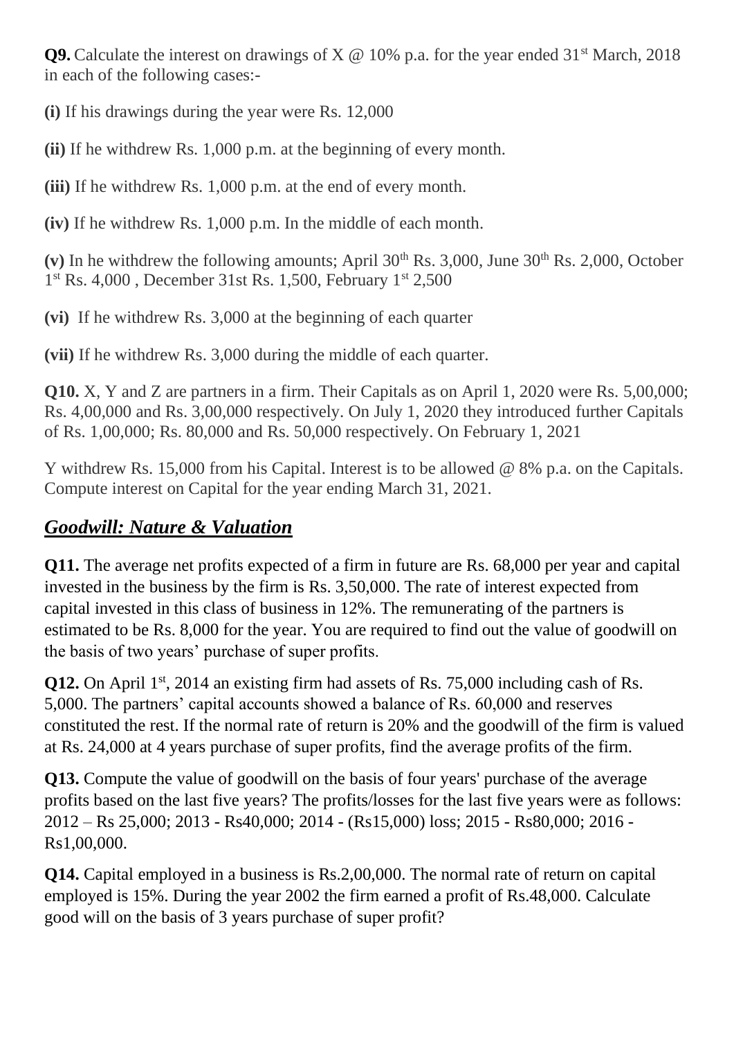**Q9.** Calculate the interest on drawings of X @ 10% p.a. for the year ended 31st March, 2018 in each of the following cases:-

**(i)** If his drawings during the year were Rs. 12,000

**(ii)** If he withdrew Rs. 1,000 p.m. at the beginning of every month.

**(iii)** If he withdrew Rs. 1,000 p.m. at the end of every month.

**(iv)** If he withdrew Rs. 1,000 p.m. In the middle of each month.

**(v)** In he withdrew the following amounts; April 30th Rs. 3,000, June 30th Rs. 2,000, October 1st Rs. 4,000 , December 31st Rs. 1,500, February 1st 2,500

**(vi)** If he withdrew Rs. 3,000 at the beginning of each quarter

**(vii)** If he withdrew Rs. 3,000 during the middle of each quarter.

**Q10.** X, Y and Z are partners in a firm. Their Capitals as on April 1, 2020 were Rs. 5,00,000; Rs. 4,00,000 and Rs. 3,00,000 respectively. On July 1, 2020 they introduced further Capitals of Rs. 1,00,000; Rs. 80,000 and Rs. 50,000 respectively. On February 1, 2021

Y withdrew Rs. 15,000 from his Capital. Interest is to be allowed @ 8% p.a. on the Capitals. Compute interest on Capital for the year ending March 31, 2021.

## ***Goodwill: Nature & Valuation***

**Q11.** The average net profits expected of a firm in future are Rs. 68,000 per year and capital invested in the business by the firm is Rs. 3,50,000. The rate of interest expected from capital invested in this class of business in 12%. The remunerating of the partners is estimated to be Rs. 8,000 for the year. You are required to find out the value of goodwill on the basis of two years' purchase of super profits.

**Q12.** On April 1st, 2014 an existing firm had assets of Rs. 75,000 including cash of Rs. 5,000. The partners' capital accounts showed a balance of Rs. 60,000 and reserves constituted the rest. If the normal rate of return is 20% and the goodwill of the firm is valued at Rs. 24,000 at 4 years purchase of super profits, find the average profits of the firm.

**Q13.** Compute the value of goodwill on the basis of four years' purchase of the average profits based on the last five years? The profits/losses for the last five years were as follows: 2012 – Rs 25,000; 2013 - Rs40,000; 2014 - (Rs15,000) loss; 2015 - Rs80,000; 2016 - Rs1,00,000.

**Q14.** Capital employed in a business is Rs.2,00,000. The normal rate of return on capital employed is 15%. During the year 2002 the firm earned a profit of Rs.48,000. Calculate good will on the basis of 3 years purchase of super profit?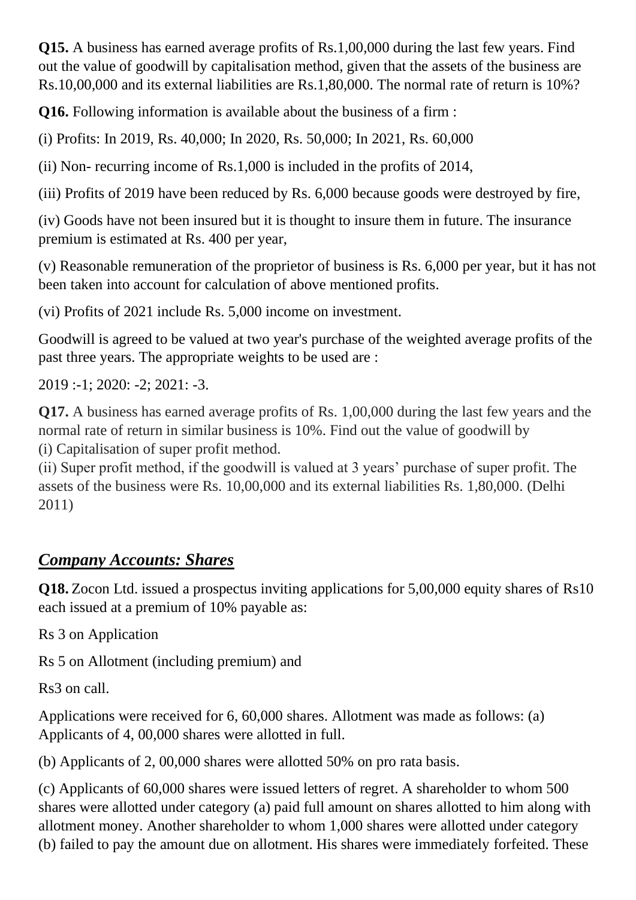**Q15.** A business has earned average profits of Rs.1,00,000 during the last few years. Find out the value of goodwill by capitalisation method, given that the assets of the business are Rs.10,00,000 and its external liabilities are Rs.1,80,000. The normal rate of return is 10%?

**Q16.** Following information is available about the business of a firm :

(i) Profits: In 2019, Rs. 40,000; In 2020, Rs. 50,000; In 2021, Rs. 60,000

(ii) Non- recurring income of Rs.1,000 is included in the profits of 2014,

(iii) Profits of 2019 have been reduced by Rs. 6,000 because goods were destroyed by fire,

(iv) Goods have not been insured but it is thought to insure them in future. The insurance premium is estimated at Rs. 400 per year,

(v) Reasonable remuneration of the proprietor of business is Rs. 6,000 per year, but it has not been taken into account for calculation of above mentioned profits.

(vi) Profits of 2021 include Rs. 5,000 income on investment.

Goodwill is agreed to be valued at two year's purchase of the weighted average profits of the past three years. The appropriate weights to be used are :

2019 :-1; 2020: -2; 2021: -3.

**Q17.** A business has earned average profits of Rs. 1,00,000 during the last few years and the normal rate of return in similar business is 10%. Find out the value of goodwill by
(i) Capitalisation of super profit method.
(ii) Super profit method, if the goodwill is valued at 3 years' purchase of super profit. The assets of the business were Rs. 10,00,000 and its external liabilities Rs. 1,80,000. (Delhi 2011)

## ***Company Accounts: Shares***

**Q18.** Zocon Ltd. issued a prospectus inviting applications for 5,00,000 equity shares of Rs10 each issued at a premium of 10% payable as:

Rs 3 on Application

Rs 5 on Allotment (including premium) and

Rs3 on call.

Applications were received for 6, 60,000 shares. Allotment was made as follows: (a) Applicants of 4, 00,000 shares were allotted in full.

(b) Applicants of 2, 00,000 shares were allotted 50% on pro rata basis.

(c) Applicants of 60,000 shares were issued letters of regret. A shareholder to whom 500 shares were allotted under category (a) paid full amount on shares allotted to him along with allotment money. Another shareholder to whom 1,000 shares were allotted under category (b) failed to pay the amount due on allotment. His shares were immediately forfeited. These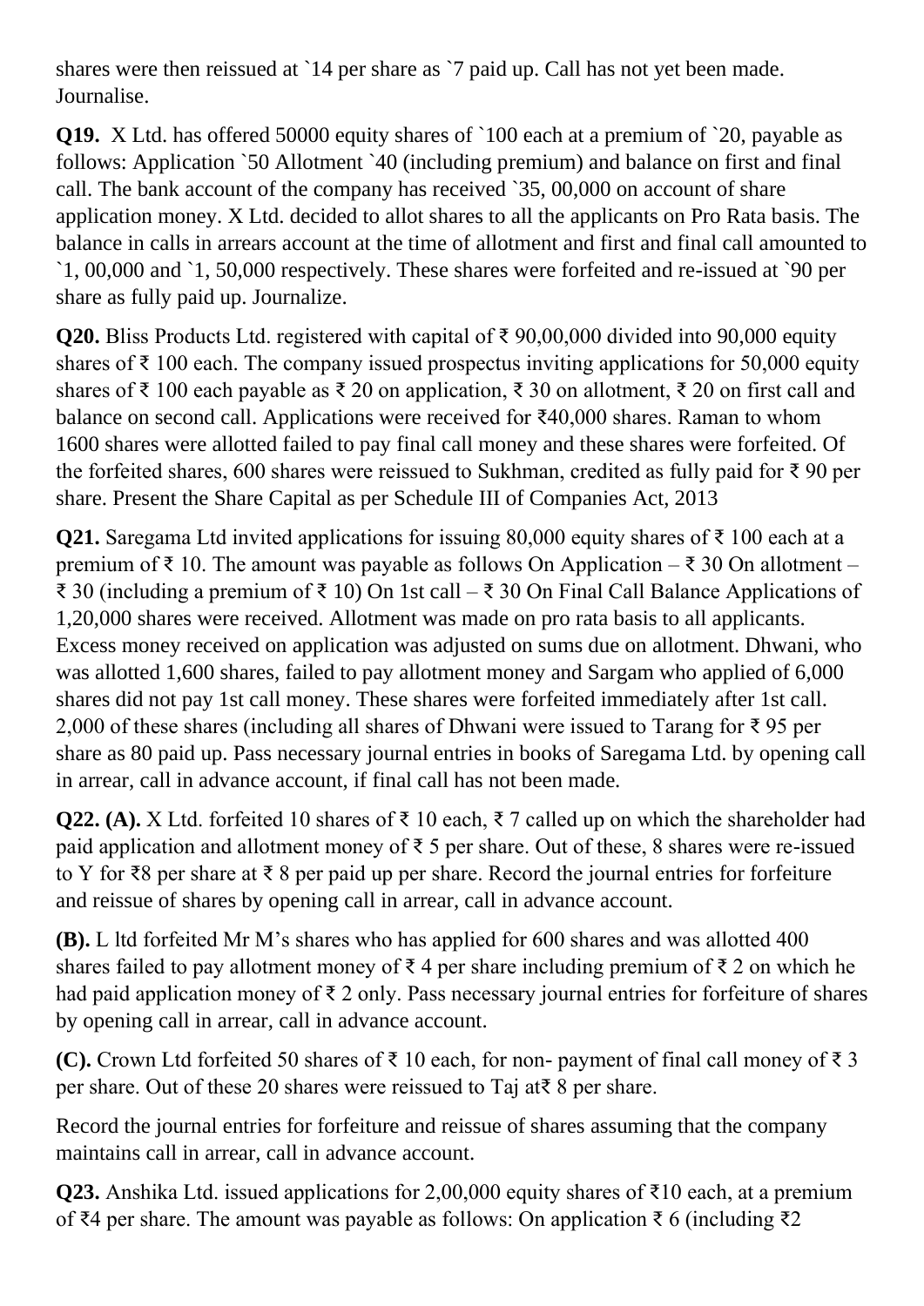shares were then reissued at `14 per share as `7 paid up. Call has not yet been made. Journalise.

**Q19.** X Ltd. has offered 50000 equity shares of `100 each at a premium of `20, payable as follows: Application `50 Allotment `40 (including premium) and balance on first and final call. The bank account of the company has received `35, 00,000 on account of share application money. X Ltd. decided to allot shares to all the applicants on Pro Rata basis. The balance in calls in arrears account at the time of allotment and first and final call amounted to `1, 00,000 and `1, 50,000 respectively. These shares were forfeited and re-issued at `90 per share as fully paid up. Journalize.

**Q20.** Bliss Products Ltd. registered with capital of ₹ 90,00,000 divided into 90,000 equity shares of ₹ 100 each. The company issued prospectus inviting applications for 50,000 equity shares of ₹ 100 each payable as ₹ 20 on application, ₹ 30 on allotment, ₹ 20 on first call and balance on second call. Applications were received for ₹40,000 shares. Raman to whom 1600 shares were allotted failed to pay final call money and these shares were forfeited. Of the forfeited shares, 600 shares were reissued to Sukhman, credited as fully paid for ₹ 90 per share. Present the Share Capital as per Schedule III of Companies Act, 2013

**Q21.** Saregama Ltd invited applications for issuing 80,000 equity shares of ₹ 100 each at a premium of ₹ 10. The amount was payable as follows On Application – ₹ 30 On allotment – ₹ 30 (including a premium of ₹ 10) On 1st call – ₹ 30 On Final Call Balance Applications of 1,20,000 shares were received. Allotment was made on pro rata basis to all applicants. Excess money received on application was adjusted on sums due on allotment. Dhwani, who was allotted 1,600 shares, failed to pay allotment money and Sargam who applied of 6,000 shares did not pay 1st call money. These shares were forfeited immediately after 1st call. 2,000 of these shares (including all shares of Dhwani were issued to Tarang for ₹ 95 per share as 80 paid up. Pass necessary journal entries in books of Saregama Ltd. by opening call in arrear, call in advance account, if final call has not been made.

**Q22. (A).** X Ltd. forfeited 10 shares of ₹ 10 each, ₹ 7 called up on which the shareholder had paid application and allotment money of ₹ 5 per share. Out of these, 8 shares were re-issued to Y for ₹8 per share at ₹ 8 per paid up per share. Record the journal entries for forfeiture and reissue of shares by opening call in arrear, call in advance account.

**(B).** L ltd forfeited Mr M's shares who has applied for 600 shares and was allotted 400 shares failed to pay allotment money of ₹ 4 per share including premium of ₹ 2 on which he had paid application money of ₹ 2 only. Pass necessary journal entries for forfeiture of shares by opening call in arrear, call in advance account.

**(C).** Crown Ltd forfeited 50 shares of ₹ 10 each, for non- payment of final call money of ₹ 3 per share. Out of these 20 shares were reissued to Taj at₹ 8 per share.

Record the journal entries for forfeiture and reissue of shares assuming that the company maintains call in arrear, call in advance account.

**Q23.** Anshika Ltd. issued applications for 2,00,000 equity shares of ₹10 each, at a premium of ₹4 per share. The amount was payable as follows: On application ₹ 6 (including ₹2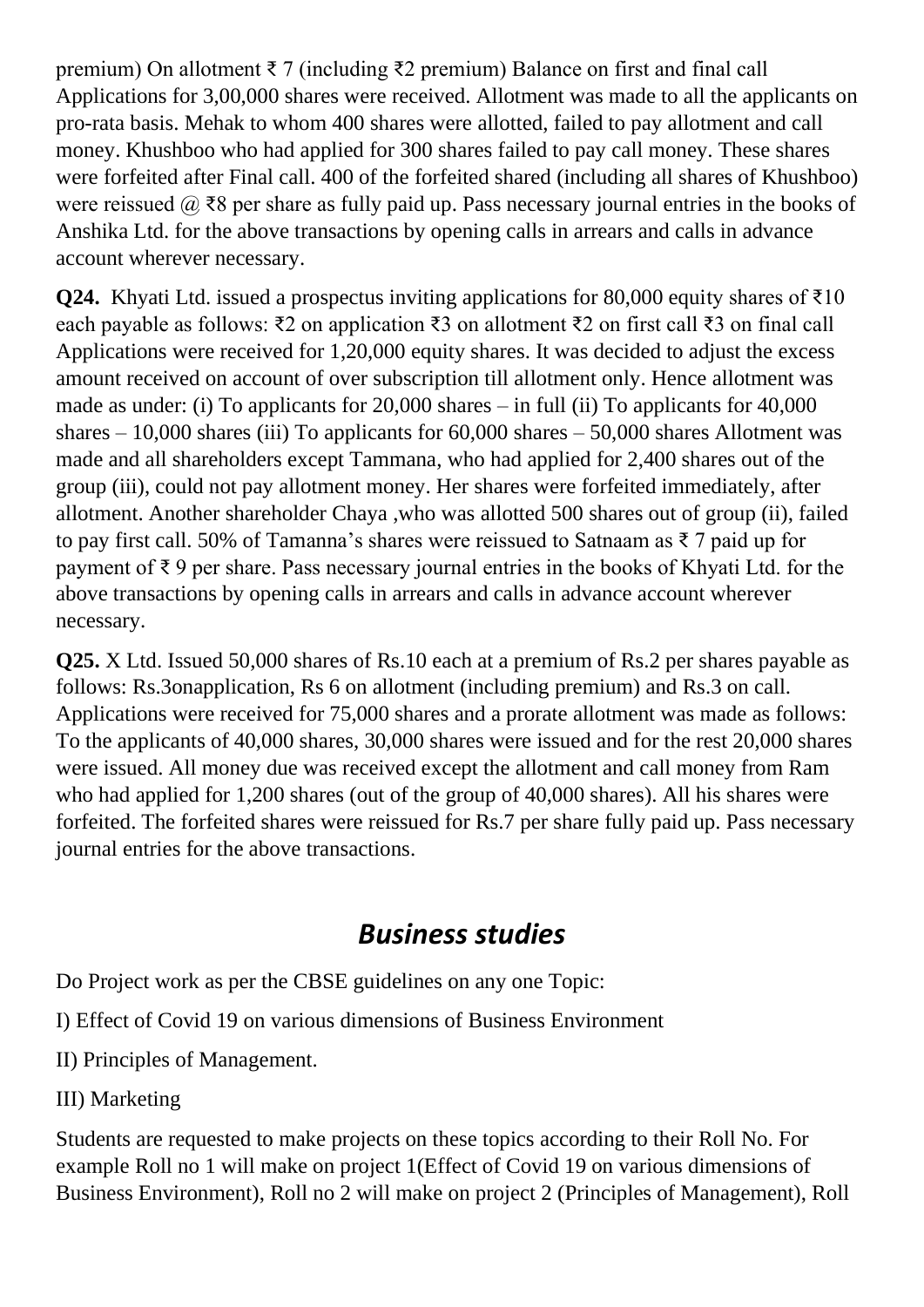premium) On allotment ₹ 7 (including ₹2 premium) Balance on first and final call Applications for 3,00,000 shares were received. Allotment was made to all the applicants on pro-rata basis. Mehak to whom 400 shares were allotted, failed to pay allotment and call money. Khushboo who had applied for 300 shares failed to pay call money. These shares were forfeited after Final call. 400 of the forfeited shared (including all shares of Khushboo) were reissued @ ₹8 per share as fully paid up. Pass necessary journal entries in the books of Anshika Ltd. for the above transactions by opening calls in arrears and calls in advance account wherever necessary.

**Q24.** Khyati Ltd. issued a prospectus inviting applications for 80,000 equity shares of ₹10 each payable as follows: ₹2 on application ₹3 on allotment ₹2 on first call ₹3 on final call Applications were received for 1,20,000 equity shares. It was decided to adjust the excess amount received on account of over subscription till allotment only. Hence allotment was made as under: (i) To applicants for 20,000 shares – in full (ii) To applicants for 40,000 shares – 10,000 shares (iii) To applicants for 60,000 shares – 50,000 shares Allotment was made and all shareholders except Tammana, who had applied for 2,400 shares out of the group (iii), could not pay allotment money. Her shares were forfeited immediately, after allotment. Another shareholder Chaya ,who was allotted 500 shares out of group (ii), failed to pay first call. 50% of Tamanna's shares were reissued to Satnaam as ₹ 7 paid up for payment of ₹ 9 per share. Pass necessary journal entries in the books of Khyati Ltd. for the above transactions by opening calls in arrears and calls in advance account wherever necessary.

**Q25.** X Ltd. Issued 50,000 shares of Rs.10 each at a premium of Rs.2 per shares payable as follows: Rs.3onapplication, Rs 6 on allotment (including premium) and Rs.3 on call. Applications were received for 75,000 shares and a prorate allotment was made as follows: To the applicants of 40,000 shares, 30,000 shares were issued and for the rest 20,000 shares were issued. All money due was received except the allotment and call money from Ram who had applied for 1,200 shares (out of the group of 40,000 shares). All his shares were forfeited. The forfeited shares were reissued for Rs.7 per share fully paid up. Pass necessary journal entries for the above transactions.

## *Business studies*

Do Project work as per the CBSE guidelines on any one Topic:

I) Effect of Covid 19 on various dimensions of Business Environment

II) Principles of Management.

III) Marketing

Students are requested to make projects on these topics according to their Roll No. For example Roll no 1 will make on project 1(Effect of Covid 19 on various dimensions of Business Environment), Roll no 2 will make on project 2 (Principles of Management), Roll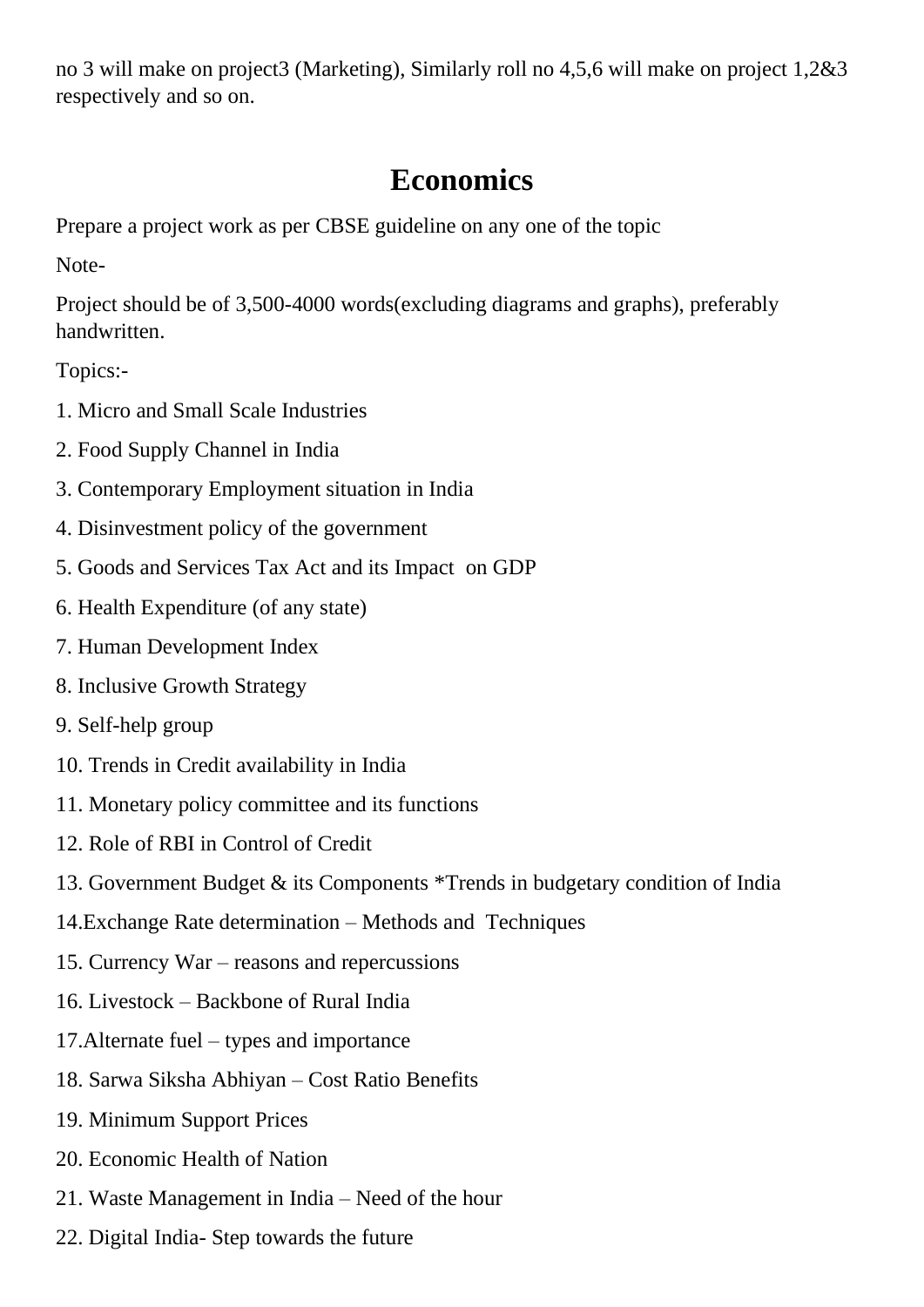no 3 will make on project3 (Marketing), Similarly roll no 4,5,6 will make on project 1,2&3 respectively and so on.

# Economics

Prepare a project work as per CBSE guideline on any one of the topic

Note-

Project should be of 3,500-4000 words(excluding diagrams and graphs), preferably handwritten.

Topics:-

1. Micro and Small Scale Industries
2. Food Supply Channel in India
3. Contemporary Employment situation in India
4. Disinvestment policy of the government
5. Goods and Services Tax Act and its Impact on GDP
6. Health Expenditure (of any state)
7. Human Development Index
8. Inclusive Growth Strategy
9. Self-help group
10. Trends in Credit availability in India
11. Monetary policy committee and its functions
12. Role of RBI in Control of Credit
13. Government Budget & its Components *Trends in budgetary condition of India
14. Exchange Rate determination – Methods and Techniques
15. Currency War – reasons and repercussions
16. Livestock – Backbone of Rural India
17. Alternate fuel – types and importance
18. Sarwa Siksha Abhiyan – Cost Ratio Benefits
19. Minimum Support Prices
20. Economic Health of Nation
21. Waste Management in India – Need of the hour
22. Digital India- Step towards the future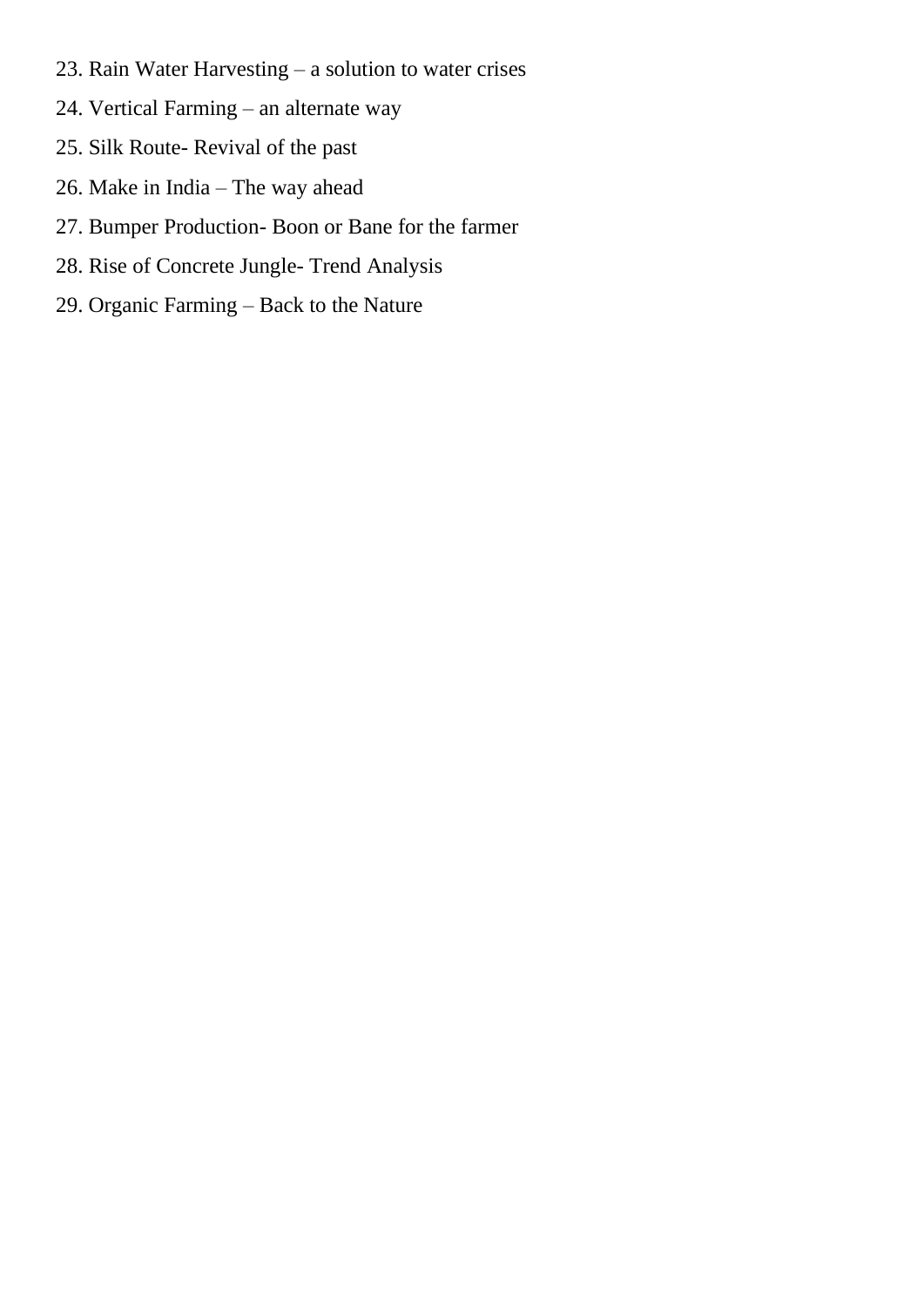23. Rain Water Harvesting – a solution to water crises
24. Vertical Farming – an alternate way
25. Silk Route- Revival of the past
26. Make in India – The way ahead
27. Bumper Production- Boon or Bane for the farmer
28. Rise of Concrete Jungle- Trend Analysis
29. Organic Farming – Back to the Nature